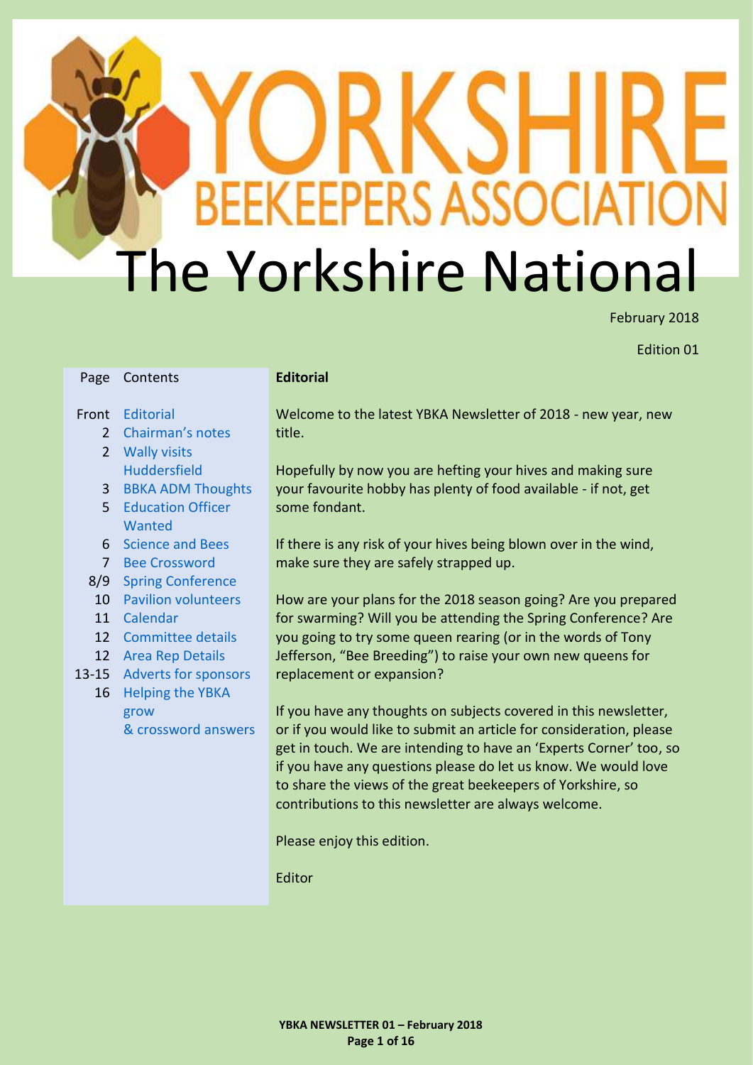# YORKSHIRE BEEKEEPERS ASSOCIATION

# The Yorkshire National

February 2018

Edition 01

| Page | Contents |
|---|---|
| Front | Editorial |
| 2 | Chairman's notes |
| 2 | Wally visits Huddersfield |
| 3 | BBKA ADM Thoughts |
| 5 | Education Officer Wanted |
| 6 | Science and Bees |
| 7 | Bee Crossword |
| 8/9 | Spring Conference |
| 10 | Pavilion volunteers |
| 11 | Calendar |
| 12 | Committee details |
| 12 | Area Rep Details |
| 13-15 | Adverts for sponsors |
| 16 | Helping the YBKA grow & crossword answers |

## Editorial

Welcome to the latest YBKA Newsletter of 2018 - new year, new title.

Hopefully by now you are hefting your hives and making sure your favourite hobby has plenty of food available - if not, get some fondant.

If there is any risk of your hives being blown over in the wind, make sure they are safely strapped up.

How are your plans for the 2018 season going? Are you prepared for swarming? Will you be attending the Spring Conference? Are you going to try some queen rearing (or in the words of Tony Jefferson, "Bee Breeding") to raise your own new queens for replacement or expansion?

If you have any thoughts on subjects covered in this newsletter, or if you would like to submit an article for consideration, please get in touch. We are intending to have an 'Experts Corner' too, so if you have any questions please do let us know. We would love to share the views of the great beekeepers of Yorkshire, so contributions to this newsletter are always welcome.

Please enjoy this edition.

Editor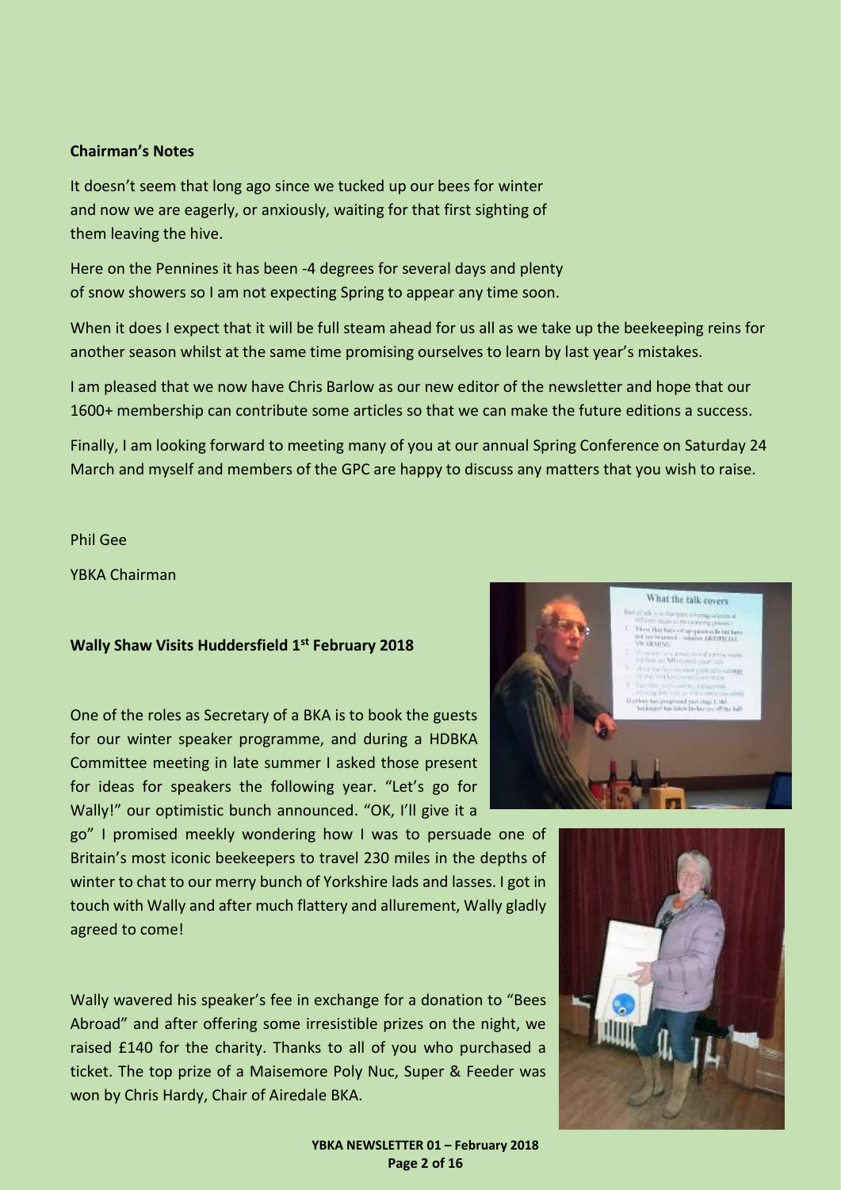**Chairman's Notes**

It doesn't seem that long ago since we tucked up our bees for winter and now we are eagerly, or anxiously, waiting for that first sighting of them leaving the hive.

Here on the Pennines it has been -4 degrees for several days and plenty of snow showers so I am not expecting Spring to appear any time soon.

When it does I expect that it will be full steam ahead for us all as we take up the beekeeping reins for another season whilst at the same time promising ourselves to learn by last year's mistakes.

I am pleased that we now have Chris Barlow as our new editor of the newsletter and hope that our 1600+ membership can contribute some articles so that we can make the future editions a success.

Finally, I am looking forward to meeting many of you at our annual Spring Conference on Saturday 24 March and myself and members of the GPC are happy to discuss any matters that you wish to raise.

Phil Gee

YBKA Chairman

**Wally Shaw Visits Huddersfield 1st February 2018**

One of the roles as Secretary of a BKA is to book the guests for our winter speaker programme, and during a HDBKA Committee meeting in late summer I asked those present for ideas for speakers the following year. "Let's go for Wally!" our optimistic bunch announced. "OK, I'll give it a go" I promised meekly wondering how I was to persuade one of Britain's most iconic beekeepers to travel 230 miles in the depths of winter to chat to our merry bunch of Yorkshire lads and lasses. I got in touch with Wally and after much flattery and allurement, Wally gladly agreed to come!

Wally wavered his speaker's fee in exchange for a donation to "Bees Abroad" and after offering some irresistible prizes on the night, we raised £140 for the charity. Thanks to all of you who purchased a ticket. The top prize of a Maisemore Poly Nuc, Super & Feeder was won by Chris Hardy, Chair of Airedale BKA.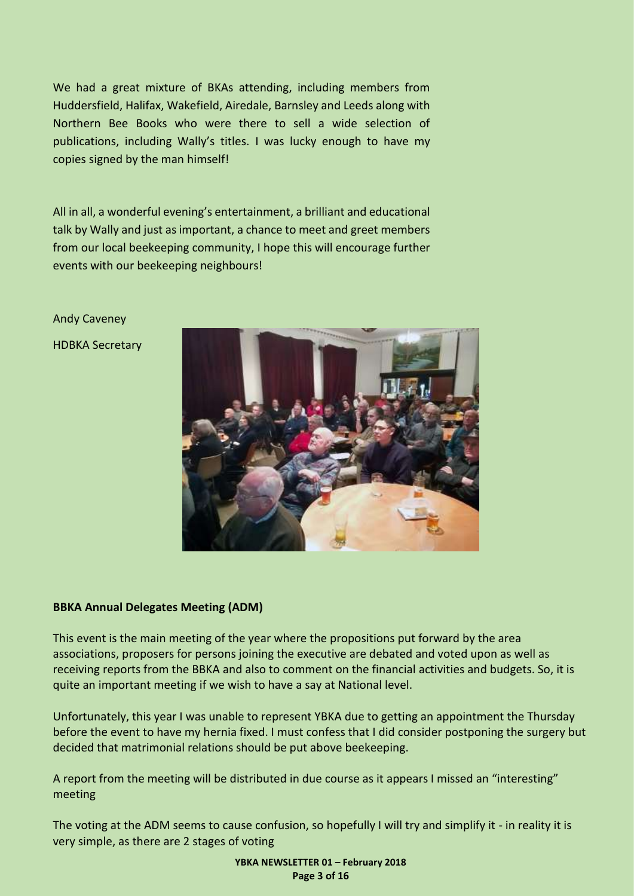We had a great mixture of BKAs attending, including members from Huddersfield, Halifax, Wakefield, Airedale, Barnsley and Leeds along with Northern Bee Books who were there to sell a wide selection of publications, including Wally's titles. I was lucky enough to have my copies signed by the man himself!

All in all, a wonderful evening's entertainment, a brilliant and educational talk by Wally and just as important, a chance to meet and greet members from our local beekeeping community, I hope this will encourage further events with our beekeeping neighbours!

Andy Caveney

HDBKA Secretary

**BBKA Annual Delegates Meeting (ADM)**

This event is the main meeting of the year where the propositions put forward by the area associations, proposers for persons joining the executive are debated and voted upon as well as receiving reports from the BBKA and also to comment on the financial activities and budgets. So, it is quite an important meeting if we wish to have a say at National level.

Unfortunately, this year I was unable to represent YBKA due to getting an appointment the Thursday before the event to have my hernia fixed. I must confess that I did consider postponing the surgery but decided that matrimonial relations should be put above beekeeping.

A report from the meeting will be distributed in due course as it appears I missed an "interesting" meeting

The voting at the ADM seems to cause confusion, so hopefully I will try and simplify it - in reality it is very simple, as there are 2 stages of voting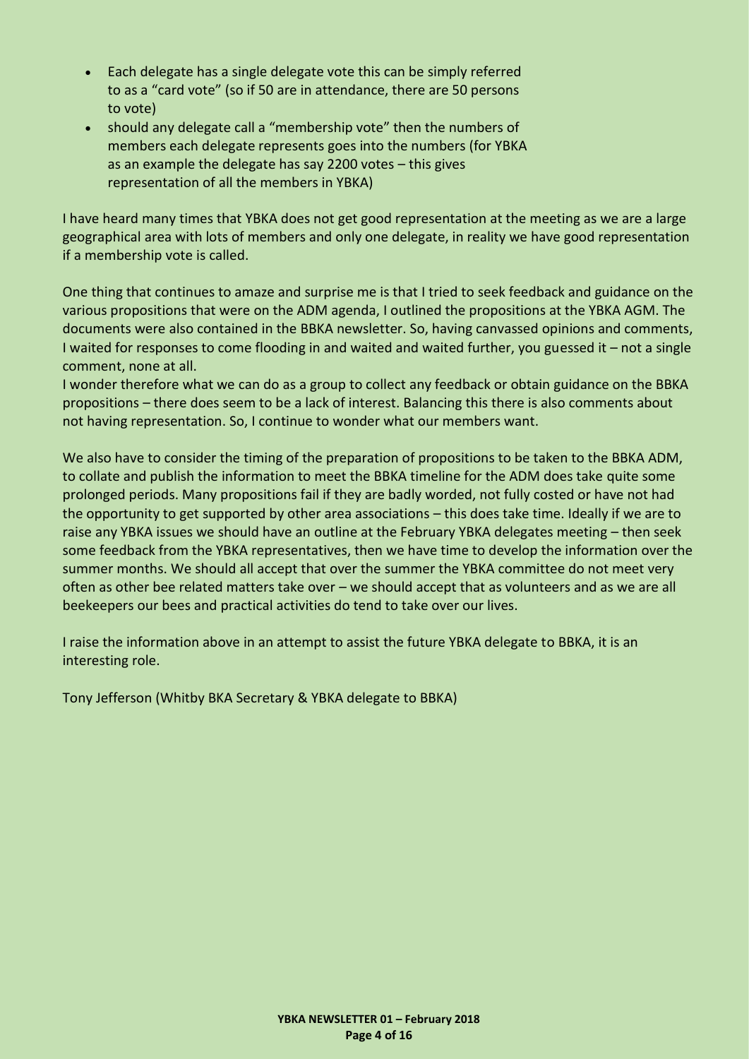- Each delegate has a single delegate vote this can be simply referred to as a "card vote" (so if 50 are in attendance, there are 50 persons to vote)
- should any delegate call a "membership vote" then the numbers of members each delegate represents goes into the numbers (for YBKA as an example the delegate has say 2200 votes – this gives representation of all the members in YBKA)

I have heard many times that YBKA does not get good representation at the meeting as we are a large geographical area with lots of members and only one delegate, in reality we have good representation if a membership vote is called.

One thing that continues to amaze and surprise me is that I tried to seek feedback and guidance on the various propositions that were on the ADM agenda, I outlined the propositions at the YBKA AGM. The documents were also contained in the BBKA newsletter. So, having canvassed opinions and comments, I waited for responses to come flooding in and waited and waited further, you guessed it – not a single comment, none at all.
I wonder therefore what we can do as a group to collect any feedback or obtain guidance on the BBKA propositions – there does seem to be a lack of interest. Balancing this there is also comments about not having representation. So, I continue to wonder what our members want.

We also have to consider the timing of the preparation of propositions to be taken to the BBKA ADM, to collate and publish the information to meet the BBKA timeline for the ADM does take quite some prolonged periods. Many propositions fail if they are badly worded, not fully costed or have not had the opportunity to get supported by other area associations – this does take time. Ideally if we are to raise any YBKA issues we should have an outline at the February YBKA delegates meeting – then seek some feedback from the YBKA representatives, then we have time to develop the information over the summer months. We should all accept that over the summer the YBKA committee do not meet very often as other bee related matters take over – we should accept that as volunteers and as we are all beekeepers our bees and practical activities do tend to take over our lives.

I raise the information above in an attempt to assist the future YBKA delegate to BBKA, it is an interesting role.

Tony Jefferson (Whitby BKA Secretary & YBKA delegate to BBKA)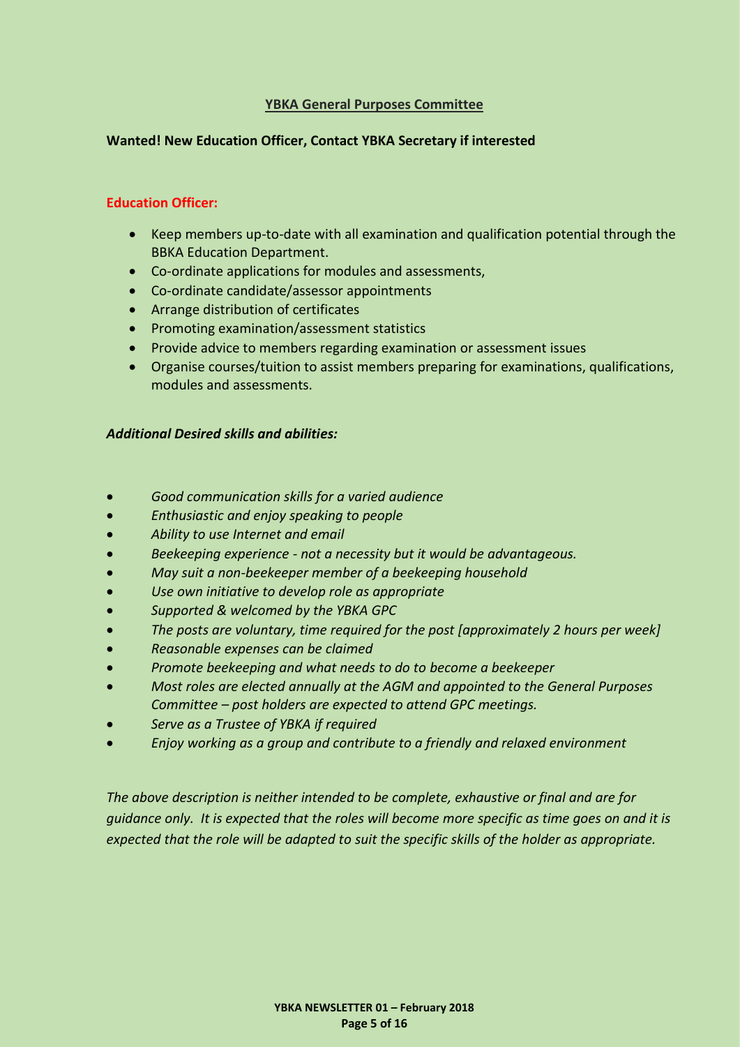## YBKA General Purposes Committee

**Wanted! New Education Officer, Contact YBKA Secretary if interested**

**Education Officer:**

- Keep members up-to-date with all examination and qualification potential through the BBKA Education Department.
- Co-ordinate applications for modules and assessments,
- Co-ordinate candidate/assessor appointments
- Arrange distribution of certificates
- Promoting examination/assessment statistics
- Provide advice to members regarding examination or assessment issues
- Organise courses/tuition to assist members preparing for examinations, qualifications, modules and assessments.

***Additional Desired skills and abilities:***

- *Good communication skills for a varied audience*
- *Enthusiastic and enjoy speaking to people*
- *Ability to use Internet and email*
- *Beekeeping experience - not a necessity but it would be advantageous.*
- *May suit a non-beekeeper member of a beekeeping household*
- *Use own initiative to develop role as appropriate*
- *Supported & welcomed by the YBKA GPC*
- *The posts are voluntary, time required for the post [approximately 2 hours per week]*
- *Reasonable expenses can be claimed*
- *Promote beekeeping and what needs to do to become a beekeeper*
- *Most roles are elected annually at the AGM and appointed to the General Purposes Committee – post holders are expected to attend GPC meetings.*
- *Serve as a Trustee of YBKA if required*
- *Enjoy working as a group and contribute to a friendly and relaxed environment*

*The above description is neither intended to be complete, exhaustive or final and are for guidance only. It is expected that the roles will become more specific as time goes on and it is expected that the role will be adapted to suit the specific skills of the holder as appropriate.*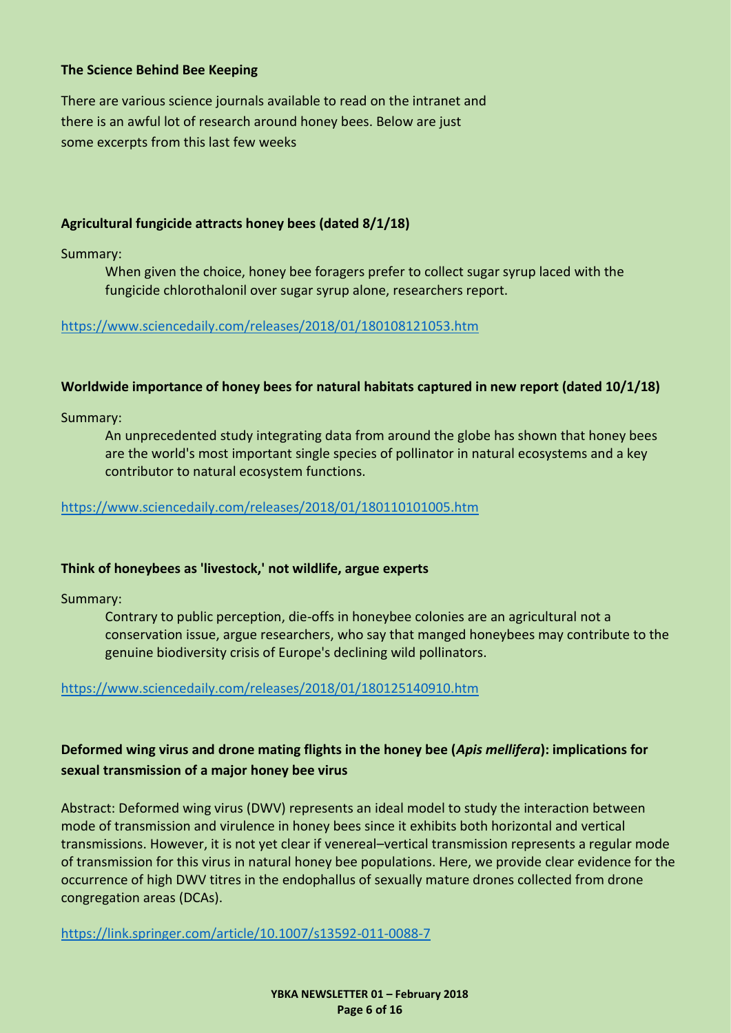### The Science Behind Bee Keeping

There are various science journals available to read on the intranet and there is an awful lot of research around honey bees. Below are just some excerpts from this last few weeks

**Agricultural fungicide attracts honey bees (dated 8/1/18)**

Summary:

> When given the choice, honey bee foragers prefer to collect sugar syrup laced with the fungicide chlorothalonil over sugar syrup alone, researchers report.

https://www.sciencedaily.com/releases/2018/01/180108121053.htm

**Worldwide importance of honey bees for natural habitats captured in new report (dated 10/1/18)**

Summary:

> An unprecedented study integrating data from around the globe has shown that honey bees are the world's most important single species of pollinator in natural ecosystems and a key contributor to natural ecosystem functions.

https://www.sciencedaily.com/releases/2018/01/180110101005.htm

**Think of honeybees as 'livestock,' not wildlife, argue experts**

Summary:

> Contrary to public perception, die-offs in honeybee colonies are an agricultural not a conservation issue, argue researchers, who say that manged honeybees may contribute to the genuine biodiversity crisis of Europe's declining wild pollinators.

https://www.sciencedaily.com/releases/2018/01/180125140910.htm

**Deformed wing virus and drone mating flights in the honey bee (*Apis mellifera*): implications for sexual transmission of a major honey bee virus**

Abstract: Deformed wing virus (DWV) represents an ideal model to study the interaction between mode of transmission and virulence in honey bees since it exhibits both horizontal and vertical transmissions. However, it is not yet clear if venereal–vertical transmission represents a regular mode of transmission for this virus in natural honey bee populations. Here, we provide clear evidence for the occurrence of high DWV titres in the endophallus of sexually mature drones collected from drone congregation areas (DCAs).

https://link.springer.com/article/10.1007/s13592-011-0088-7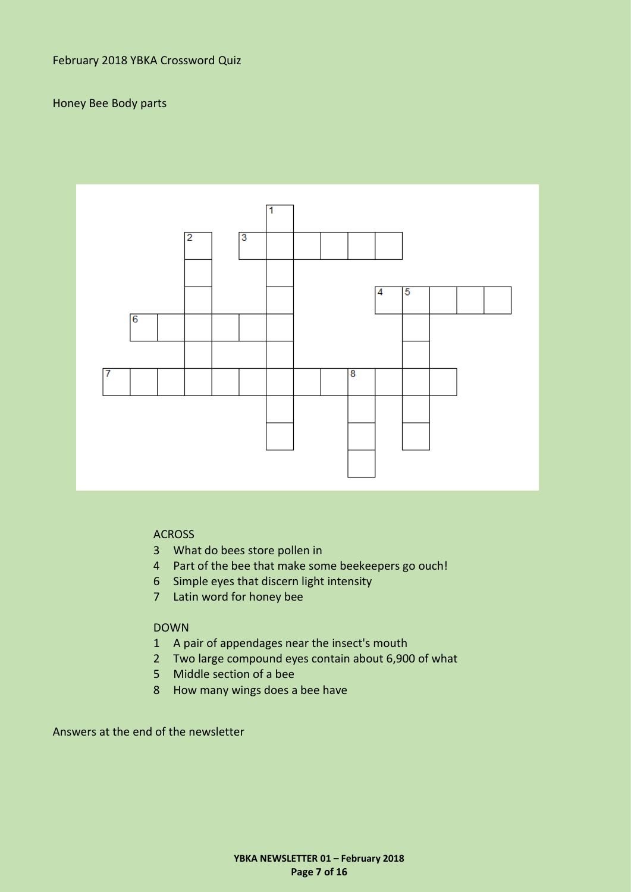February 2018 YBKA Crossword Quiz

Honey Bee Body parts

ACROSS

3 What do bees store pollen in
4 Part of the bee that make some beekeepers go ouch!
6 Simple eyes that discern light intensity
7 Latin word for honey bee

DOWN

1 A pair of appendages near the insect's mouth
2 Two large compound eyes contain about 6,900 of what
5 Middle section of a bee
8 How many wings does a bee have

Answers at the end of the newsletter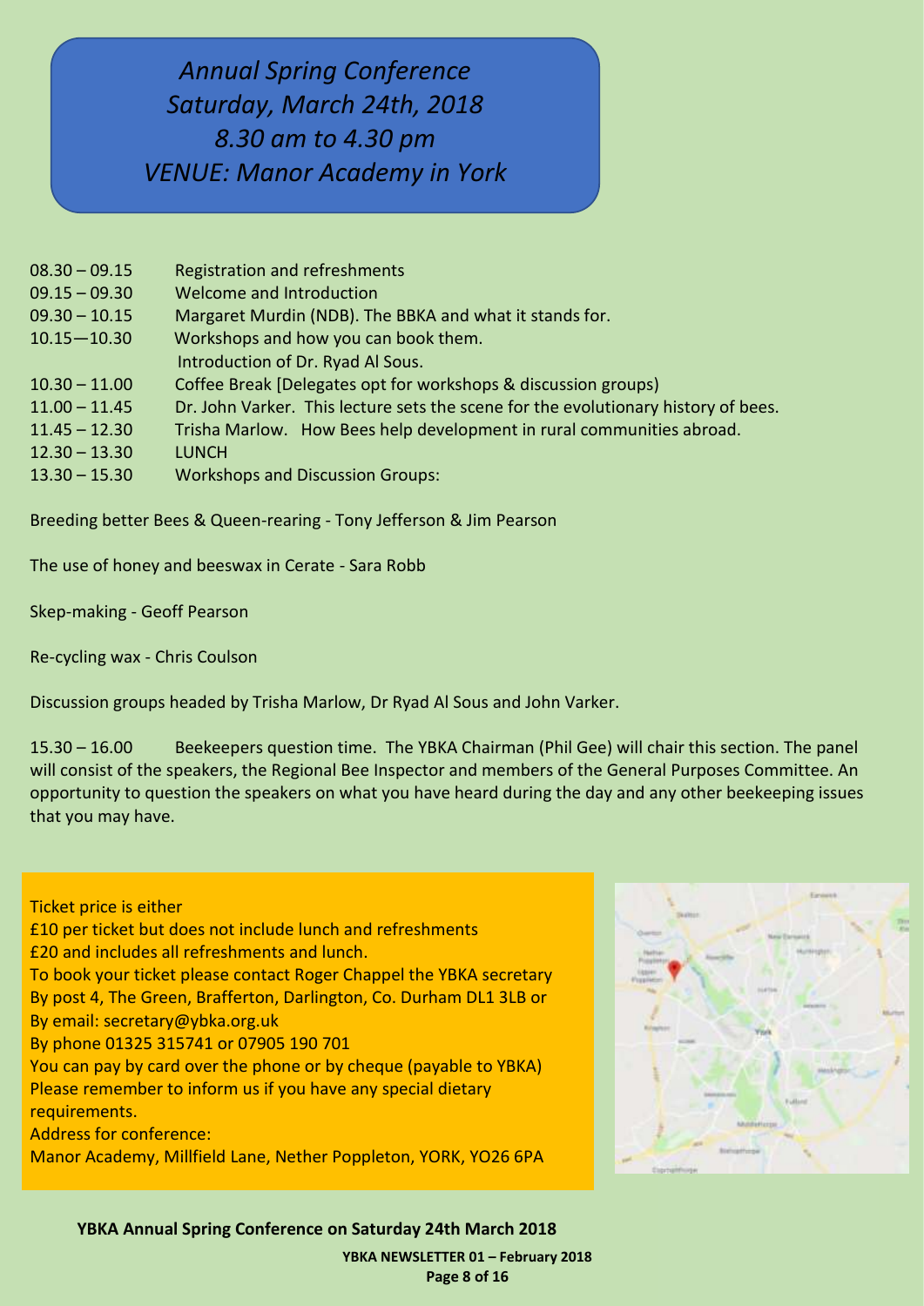# *Annual Spring Conference*
# *Saturday, March 24th, 2018*
# *8.30 am to 4.30 pm*
# *VENUE: Manor Academy in York*

| | |
|---|---|
| 08.30 – 09.15 | Registration and refreshments |
| 09.15 – 09.30 | Welcome and Introduction |
| 09.30 – 10.15 | Margaret Murdin (NDB). The BBKA and what it stands for. |
| 10.15—10.30 | Workshops and how you can book them. Introduction of Dr. Ryad Al Sous. |
| 10.30 – 11.00 | Coffee Break [Delegates opt for workshops & discussion groups) |
| 11.00 – 11.45 | Dr. John Varker. This lecture sets the scene for the evolutionary history of bees. |
| 11.45 – 12.30 | Trisha Marlow. How Bees help development in rural communities abroad. |
| 12.30 – 13.30 | LUNCH |
| 13.30 – 15.30 | Workshops and Discussion Groups: |

Breeding better Bees & Queen-rearing - Tony Jefferson & Jim Pearson

The use of honey and beeswax in Cerate - Sara Robb

Skep-making - Geoff Pearson

Re-cycling wax - Chris Coulson

Discussion groups headed by Trisha Marlow, Dr Ryad Al Sous and John Varker.

15.30 – 16.00 Beekeepers question time. The YBKA Chairman (Phil Gee) will chair this section. The panel will consist of the speakers, the Regional Bee Inspector and members of the General Purposes Committee. An opportunity to question the speakers on what you have heard during the day and any other beekeeping issues that you may have.

Ticket price is either
£10 per ticket but does not include lunch and refreshments
£20 and includes all refreshments and lunch.
To book your ticket please contact Roger Chappel the YBKA secretary
By post 4, The Green, Brafferton, Darlington, Co. Durham DL1 3LB or
By email: secretary@ybka.org.uk
By phone 01325 315741 or 07905 190 701
You can pay by card over the phone or by cheque (payable to YBKA)
Please remember to inform us if you have any special dietary requirements.
Address for conference:
Manor Academy, Millfield Lane, Nether Poppleton, YORK, YO26 6PA

**YBKA Annual Spring Conference on Saturday 24th March 2018**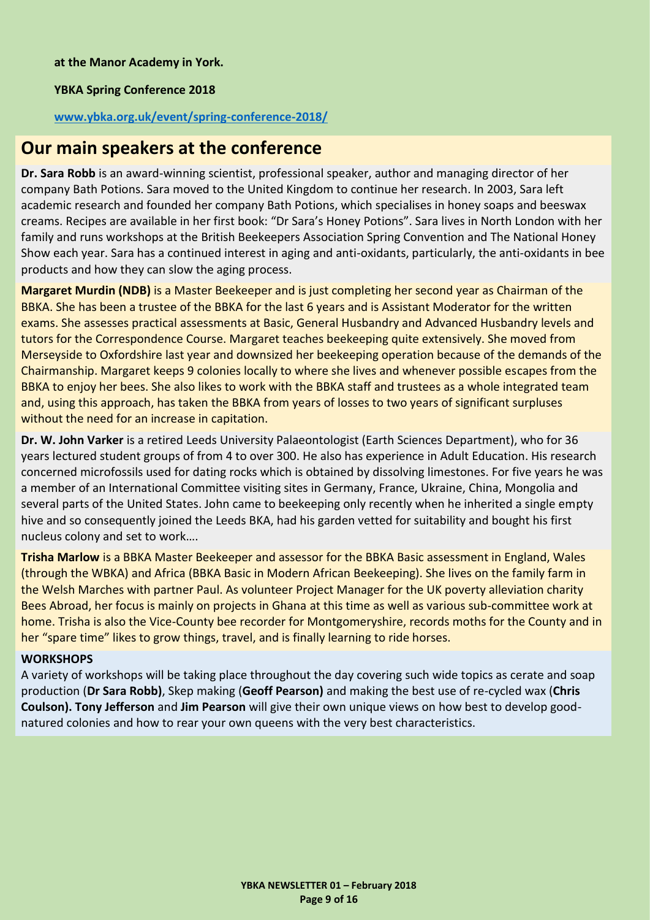**at the Manor Academy in York.**

**YBKA Spring Conference 2018**

**www.ybka.org.uk/event/spring-conference-2018/**

## Our main speakers at the conference

**Dr. Sara Robb** is an award-winning scientist, professional speaker, author and managing director of her company Bath Potions. Sara moved to the United Kingdom to continue her research. In 2003, Sara left academic research and founded her company Bath Potions, which specialises in honey soaps and beeswax creams. Recipes are available in her first book: "Dr Sara's Honey Potions". Sara lives in North London with her family and runs workshops at the British Beekeepers Association Spring Convention and The National Honey Show each year. Sara has a continued interest in aging and anti-oxidants, particularly, the anti-oxidants in bee products and how they can slow the aging process.

**Margaret Murdin (NDB)** is a Master Beekeeper and is just completing her second year as Chairman of the BBKA. She has been a trustee of the BBKA for the last 6 years and is Assistant Moderator for the written exams. She assesses practical assessments at Basic, General Husbandry and Advanced Husbandry levels and tutors for the Correspondence Course. Margaret teaches beekeeping quite extensively. She moved from Merseyside to Oxfordshire last year and downsized her beekeeping operation because of the demands of the Chairmanship. Margaret keeps 9 colonies locally to where she lives and whenever possible escapes from the BBKA to enjoy her bees. She also likes to work with the BBKA staff and trustees as a whole integrated team and, using this approach, has taken the BBKA from years of losses to two years of significant surpluses without the need for an increase in capitation.

**Dr. W. John Varker** is a retired Leeds University Palaeontologist (Earth Sciences Department), who for 36 years lectured student groups of from 4 to over 300. He also has experience in Adult Education. His research concerned microfossils used for dating rocks which is obtained by dissolving limestones. For five years he was a member of an International Committee visiting sites in Germany, France, Ukraine, China, Mongolia and several parts of the United States. John came to beekeeping only recently when he inherited a single empty hive and so consequently joined the Leeds BKA, had his garden vetted for suitability and bought his first nucleus colony and set to work….

**Trisha Marlow** is a BBKA Master Beekeeper and assessor for the BBKA Basic assessment in England, Wales (through the WBKA) and Africa (BBKA Basic in Modern African Beekeeping). She lives on the family farm in the Welsh Marches with partner Paul. As volunteer Project Manager for the UK poverty alleviation charity Bees Abroad, her focus is mainly on projects in Ghana at this time as well as various sub-committee work at home. Trisha is also the Vice-County bee recorder for Montgomeryshire, records moths for the County and in her "spare time" likes to grow things, travel, and is finally learning to ride horses.

**WORKSHOPS**

A variety of workshops will be taking place throughout the day covering such wide topics as cerate and soap production (**Dr Sara Robb)**, Skep making (**Geoff Pearson)** and making the best use of re-cycled wax (**Chris Coulson). Tony Jefferson** and **Jim Pearson** will give their own unique views on how best to develop good-natured colonies and how to rear your own queens with the very best characteristics.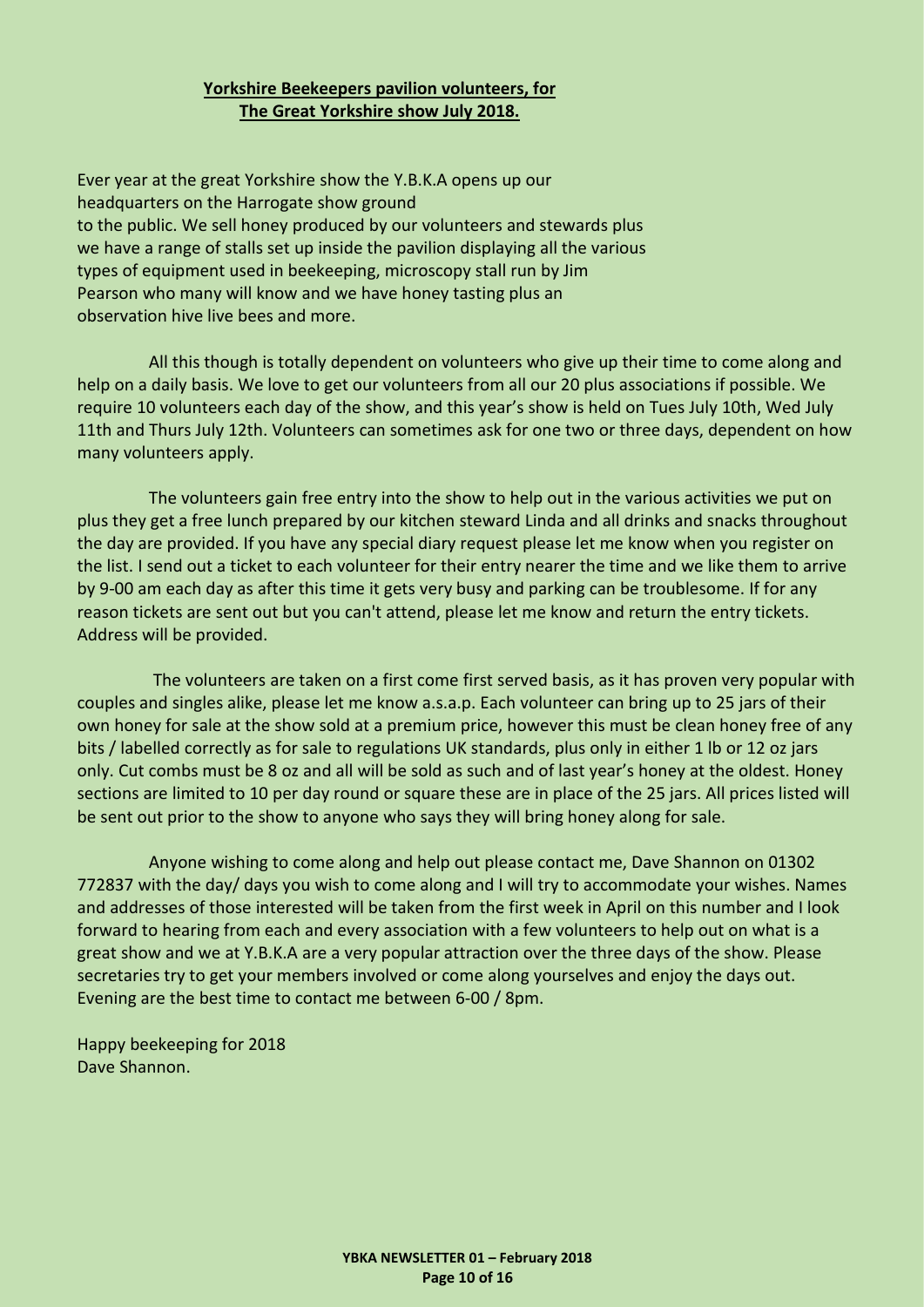**Yorkshire Beekeepers pavilion volunteers, for The Great Yorkshire show July 2018.**

Ever year at the great Yorkshire show the Y.B.K.A opens up our headquarters on the Harrogate show ground to the public. We sell honey produced by our volunteers and stewards plus we have a range of stalls set up inside the pavilion displaying all the various types of equipment used in beekeeping, microscopy stall run by Jim Pearson who many will know and we have honey tasting plus an observation hive live bees and more.

All this though is totally dependent on volunteers who give up their time to come along and help on a daily basis. We love to get our volunteers from all our 20 plus associations if possible. We require 10 volunteers each day of the show, and this year's show is held on Tues July 10th, Wed July 11th and Thurs July 12th. Volunteers can sometimes ask for one two or three days, dependent on how many volunteers apply.

The volunteers gain free entry into the show to help out in the various activities we put on plus they get a free lunch prepared by our kitchen steward Linda and all drinks and snacks throughout the day are provided. If you have any special diary request please let me know when you register on the list. I send out a ticket to each volunteer for their entry nearer the time and we like them to arrive by 9-00 am each day as after this time it gets very busy and parking can be troublesome. If for any reason tickets are sent out but you can't attend, please let me know and return the entry tickets. Address will be provided.

The volunteers are taken on a first come first served basis, as it has proven very popular with couples and singles alike, please let me know a.s.a.p. Each volunteer can bring up to 25 jars of their own honey for sale at the show sold at a premium price, however this must be clean honey free of any bits / labelled correctly as for sale to regulations UK standards, plus only in either 1 lb or 12 oz jars only. Cut combs must be 8 oz and all will be sold as such and of last year's honey at the oldest. Honey sections are limited to 10 per day round or square these are in place of the 25 jars. All prices listed will be sent out prior to the show to anyone who says they will bring honey along for sale.

Anyone wishing to come along and help out please contact me, Dave Shannon on 01302 772837 with the day/ days you wish to come along and I will try to accommodate your wishes. Names and addresses of those interested will be taken from the first week in April on this number and I look forward to hearing from each and every association with a few volunteers to help out on what is a great show and we at Y.B.K.A are a very popular attraction over the three days of the show. Please secretaries try to get your members involved or come along yourselves and enjoy the days out. Evening are the best time to contact me between 6-00 / 8pm.

Happy beekeeping for 2018
Dave Shannon.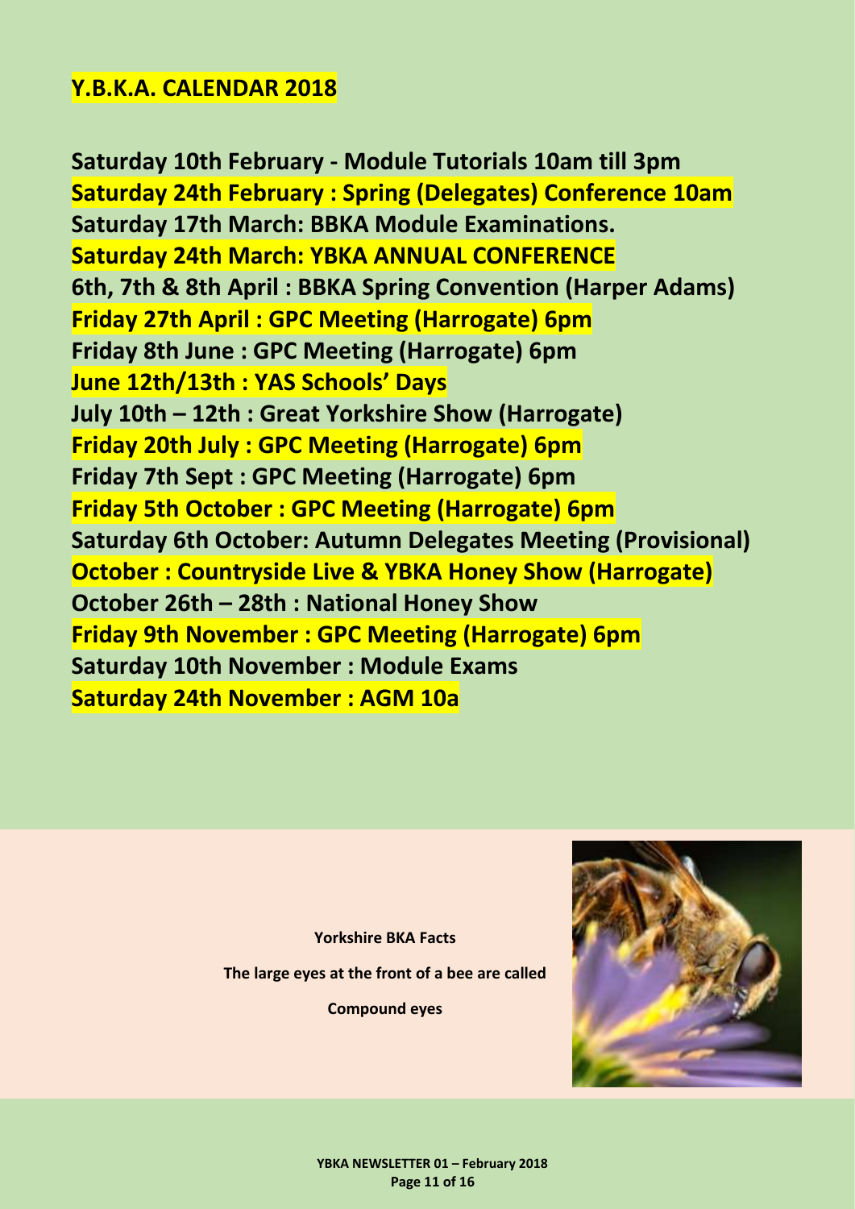## Y.B.K.A. CALENDAR 2018

**Saturday 10th February - Module Tutorials 10am till 3pm**
**Saturday 24th February : Spring (Delegates) Conference 10am**
**Saturday 17th March: BBKA Module Examinations.**
**Saturday 24th March: YBKA ANNUAL CONFERENCE**
**6th, 7th & 8th April : BBKA Spring Convention (Harper Adams)**
**Friday 27th April : GPC Meeting (Harrogate) 6pm**
**Friday 8th June : GPC Meeting (Harrogate) 6pm**
**June 12th/13th : YAS Schools' Days**
**July 10th – 12th : Great Yorkshire Show (Harrogate)**
**Friday 20th July : GPC Meeting (Harrogate) 6pm**
**Friday 7th Sept : GPC Meeting (Harrogate) 6pm**
**Friday 5th October : GPC Meeting (Harrogate) 6pm**
**Saturday 6th October: Autumn Delegates Meeting (Provisional)**
**October : Countryside Live & YBKA Honey Show (Harrogate)**
**October 26th – 28th : National Honey Show**
**Friday 9th November : GPC Meeting (Harrogate) 6pm**
**Saturday 10th November : Module Exams**
**Saturday 24th November : AGM 10a**

**Yorkshire BKA Facts**

**The large eyes at the front of a bee are called**

**Compound eyes**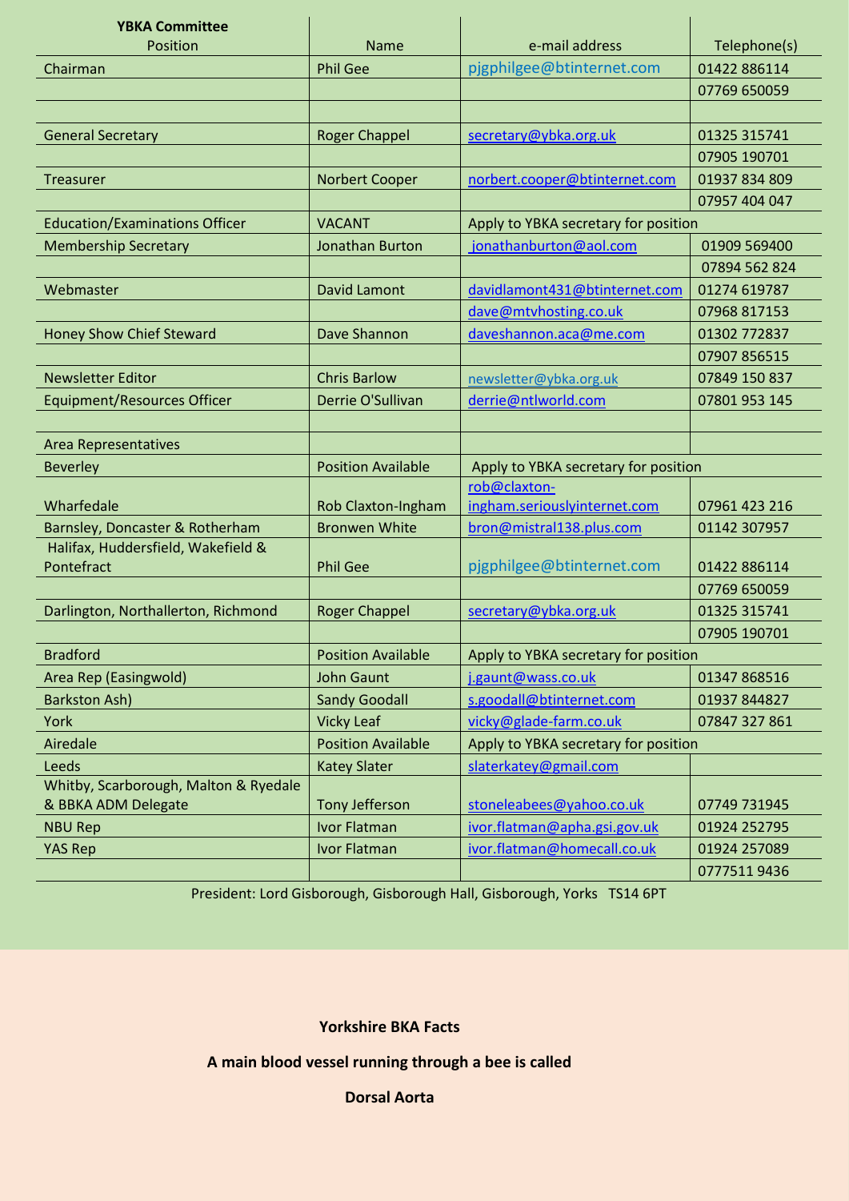| **YBKA Committee** Position | Name | e-mail address | Telephone(s) |
|---|---|---|---|
| Chairman | Phil Gee | pjgphilgee@btinternet.com | 01422 886114 |
| | | | 07769 650059 |
| | | | |
| General Secretary | Roger Chappel | secretary@ybka.org.uk | 01325 315741 |
| | | | 07905 190701 |
| Treasurer | Norbert Cooper | norbert.cooper@btinternet.com | 01937 834 809 |
| | | | 07957 404 047 |
| Education/Examinations Officer | VACANT | Apply to YBKA secretary for position | |
| Membership Secretary | Jonathan Burton | jonathanburton@aol.com | 01909 569400 |
| | | | 07894 562 824 |
| Webmaster | David Lamont | davidlamont431@btinternet.com | 01274 619787 |
| | | dave@mtvhosting.co.uk | 07968 817153 |
| Honey Show Chief Steward | Dave Shannon | daveshannon.aca@me.com | 01302 772837 |
| | | | 07907 856515 |
| Newsletter Editor | Chris Barlow | newsletter@ybka.org.uk | 07849 150 837 |
| Equipment/Resources Officer | Derrie O'Sullivan | derrie@ntlworld.com | 07801 953 145 |
| | | | |
| Area Representatives | | | |
| Beverley | Position Available | Apply to YBKA secretary for position | |
| Wharfedale | Rob Claxton-Ingham | rob@claxton-ingham.seriouslyinternet.com | 07961 423 216 |
| Barnsley, Doncaster & Rotherham | Bronwen White | bron@mistral138.plus.com | 01142 307957 |
| Halifax, Huddersfield, Wakefield & Pontefract | Phil Gee | pjgphilgee@btinternet.com | 01422 886114 |
| | | | 07769 650059 |
| Darlington, Northallerton, Richmond | Roger Chappel | secretary@ybka.org.uk | 01325 315741 |
| | | | 07905 190701 |
| Bradford | Position Available | Apply to YBKA secretary for position | |
| Area Rep (Easingwold) | John Gaunt | j.gaunt@wass.co.uk | 01347 868516 |
| Barkston Ash) | Sandy Goodall | s.goodall@btinternet.com | 01937 844827 |
| York | Vicky Leaf | vicky@glade-farm.co.uk | 07847 327 861 |
| Airedale | Position Available | Apply to YBKA secretary for position | |
| Leeds | Katey Slater | slaterkatey@gmail.com | |
| Whitby, Scarborough, Malton & Ryedale & BBKA ADM Delegate | Tony Jefferson | stoneleabees@yahoo.co.uk | 07749 731945 |
| NBU Rep | Ivor Flatman | ivor.flatman@apha.gsi.gov.uk | 01924 252795 |
| YAS Rep | Ivor Flatman | ivor.flatman@homecall.co.uk | 01924 257089 |
| | | | 0777511 9436 |

President: Lord Gisborough, Gisborough Hall, Gisborough, Yorks TS14 6PT

**Yorkshire BKA Facts**

**A main blood vessel running through a bee is called**

**Dorsal Aorta**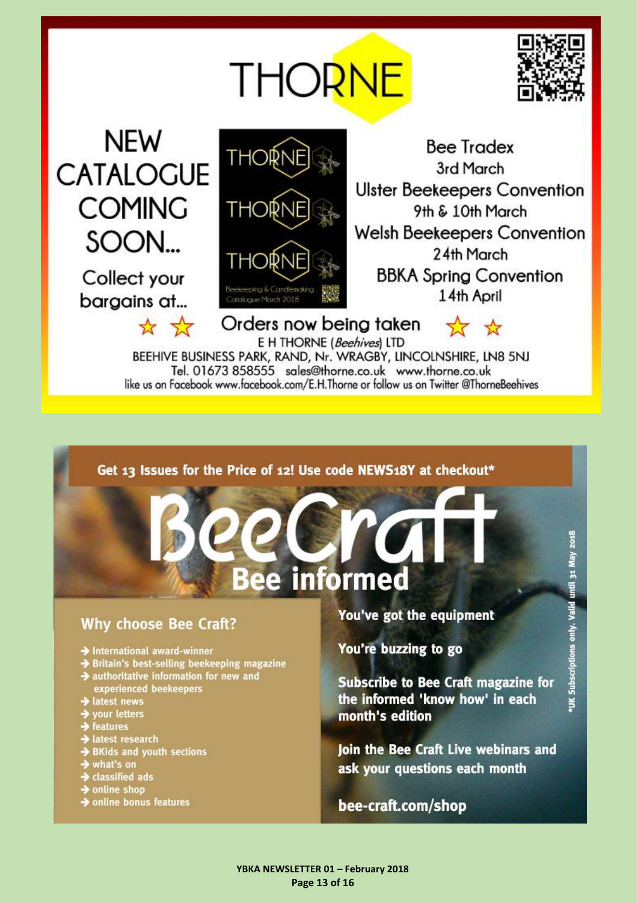# THORNE

## NEW CATALOGUE COMING SOON...

Collect your bargains at...

Bee Tradex
3rd March

Ulster Beekeepers Convention
9th & 10th March

Welsh Beekeepers Convention
24th March

BBKA Spring Convention
14th April

Beekeeping & Candlemaking Catalogue March 2018

☆ ☆ **Orders now being taken** ☆ ☆

E H THORNE (*Beehives*) LTD
BEEHIVE BUSINESS PARK, RAND, Nr. WRAGBY, LINCOLNSHIRE, LN8 5NJ
Tel. 01673 858555 sales@thorne.co.uk www.thorne.co.uk
like us on Facebook www.facebook.com/E.H.Thorne or follow us on Twitter @ThorneBeehives

---

**Get 13 Issues for the Price of 12! Use code NEWS18Y at checkout***

# BeeCraft
## Bee informed

### Why choose Bee Craft?

- International award-winner
- Britain's best-selling beekeeping magazine
- authoritative information for new and experienced beekeepers
- latest news
- your letters
- features
- latest research
- BKids and youth sections
- what's on
- classified ads
- online shop
- online bonus features

**You've got the equipment**

**You're buzzing to go**

**Subscribe to Bee Craft magazine for the informed 'know how' in each month's edition**

**Join the Bee Craft Live webinars and ask your questions each month**

**bee-craft.com/shop**

*UK Subscriptions only. Valid until 31 May 2018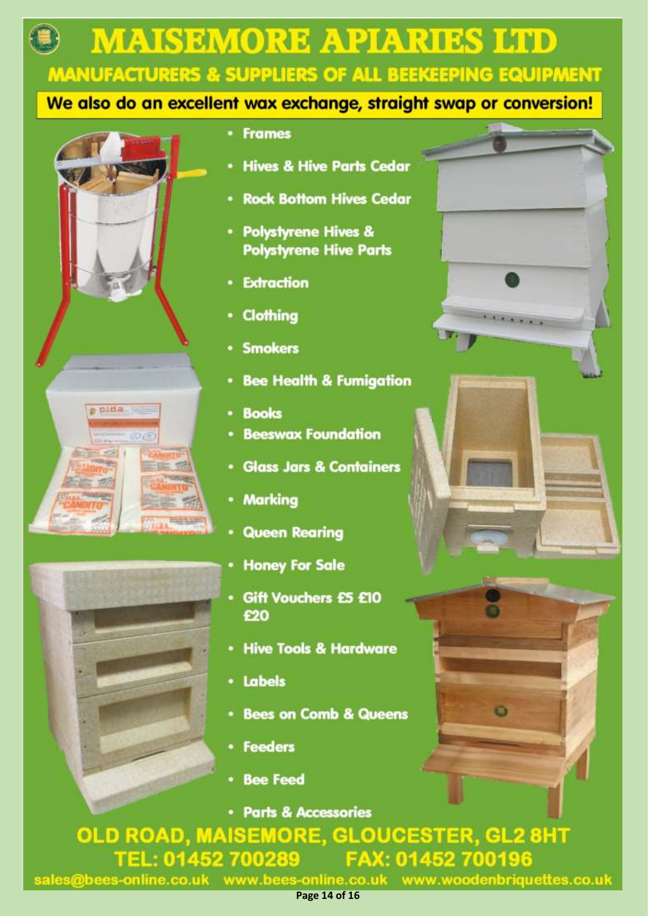# MAISEMORE APIARIES LTD

## MANUFACTURERS & SUPPLIERS OF ALL BEEKEEPING EQUIPMENT

**We also do an excellent wax exchange, straight swap or conversion!**

- Frames
- Hives & Hive Parts Cedar
- Rock Bottom Hives Cedar
- Polystyrene Hives & Polystyrene Hive Parts
- Extraction
- Clothing
- Smokers
- Bee Health & Fumigation
- Books
- Beeswax Foundation
- Glass Jars & Containers
- Marking
- Queen Rearing
- Honey For Sale
- Gift Vouchers £5 £10 £20
- Hive Tools & Hardware
- Labels
- Bees on Comb & Queens
- Feeders
- Bee Feed
- Parts & Accessories

**OLD ROAD, MAISEMORE, GLOUCESTER, GL2 8HT**

**TEL: 01452 700289 FAX: 01452 700196**

sales@bees-online.co.uk www.bees-online.co.uk www.woodenbriquettes.co.uk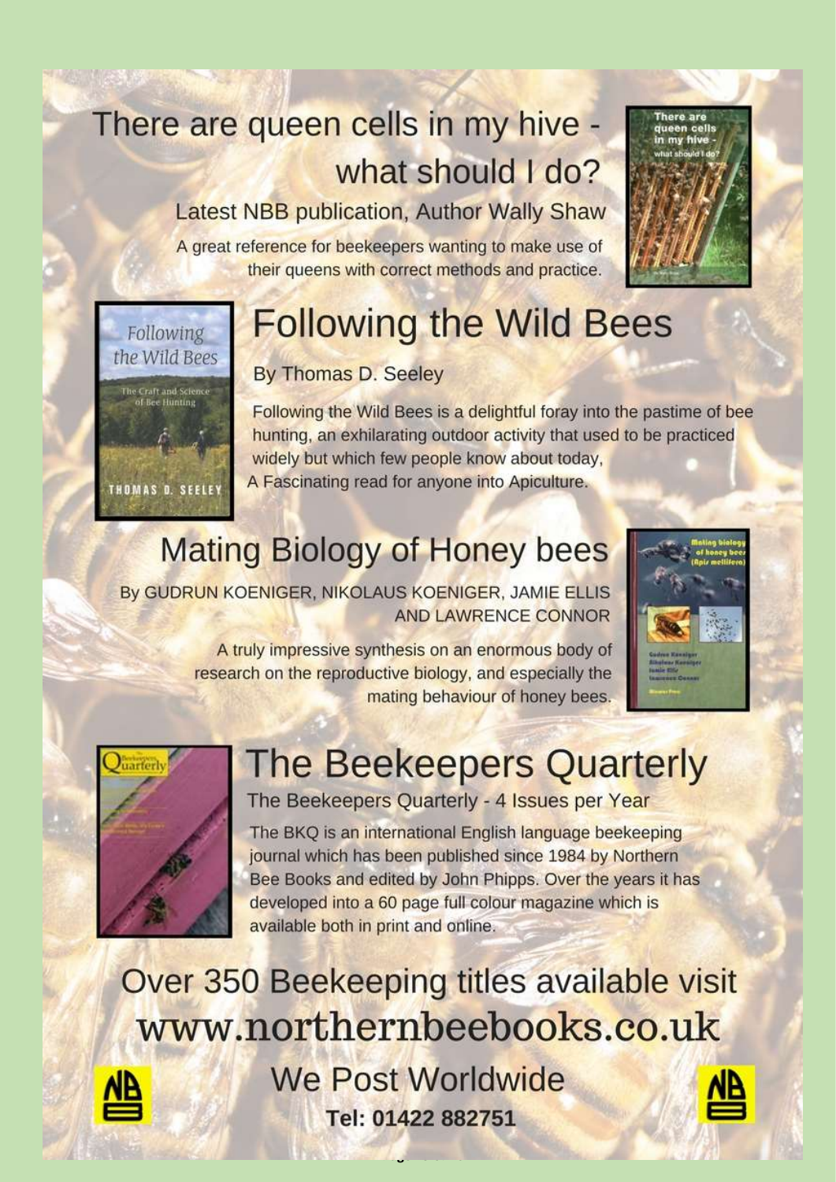## There are queen cells in my hive - what should I do?

Latest NBB publication, Author Wally Shaw

A great reference for beekeepers wanting to make use of their queens with correct methods and practice.

## Following the Wild Bees

By Thomas D. Seeley

Following the Wild Bees is a delightful foray into the pastime of bee hunting, an exhilarating outdoor activity that used to be practiced widely but which few people know about today,

A Fascinating read for anyone into Apiculture.

## Mating Biology of Honey bees

By GUDRUN KOENIGER, NIKOLAUS KOENIGER, JAMIE ELLIS AND LAWRENCE CONNOR

A truly impressive synthesis on an enormous body of research on the reproductive biology, and especially the mating behaviour of honey bees.

## The Beekeepers Quarterly

The Beekeepers Quarterly - 4 Issues per Year

The BKQ is an international English language beekeeping journal which has been published since 1984 by Northern Bee Books and edited by John Phipps. Over the years it has developed into a 60 page full colour magazine which is available both in print and online.

## Over 350 Beekeeping titles available visit www.northernbeebooks.co.uk

We Post Worldwide

**Tel: 01422 882751**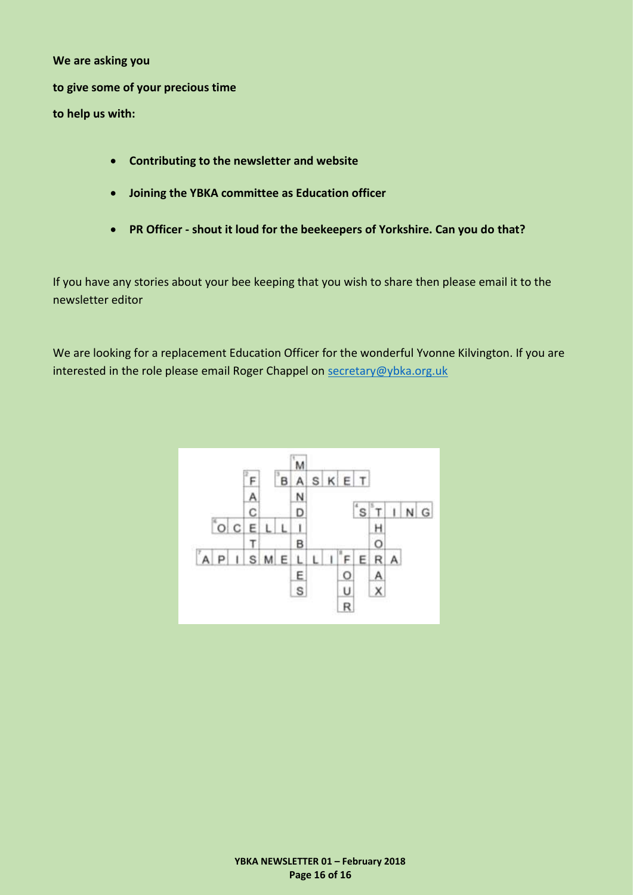**We are asking you**

**to give some of your precious time**

**to help us with:**

- **Contributing to the newsletter and website**
- **Joining the YBKA committee as Education officer**
- **PR Officer - shout it loud for the beekeepers of Yorkshire. Can you do that?**

If you have any stories about your bee keeping that you wish to share then please email it to the newsletter editor

We are looking for a replacement Education Officer for the wonderful Yvonne Kilvington. If you are interested in the role please email Roger Chappel on secretary@ybka.org.uk